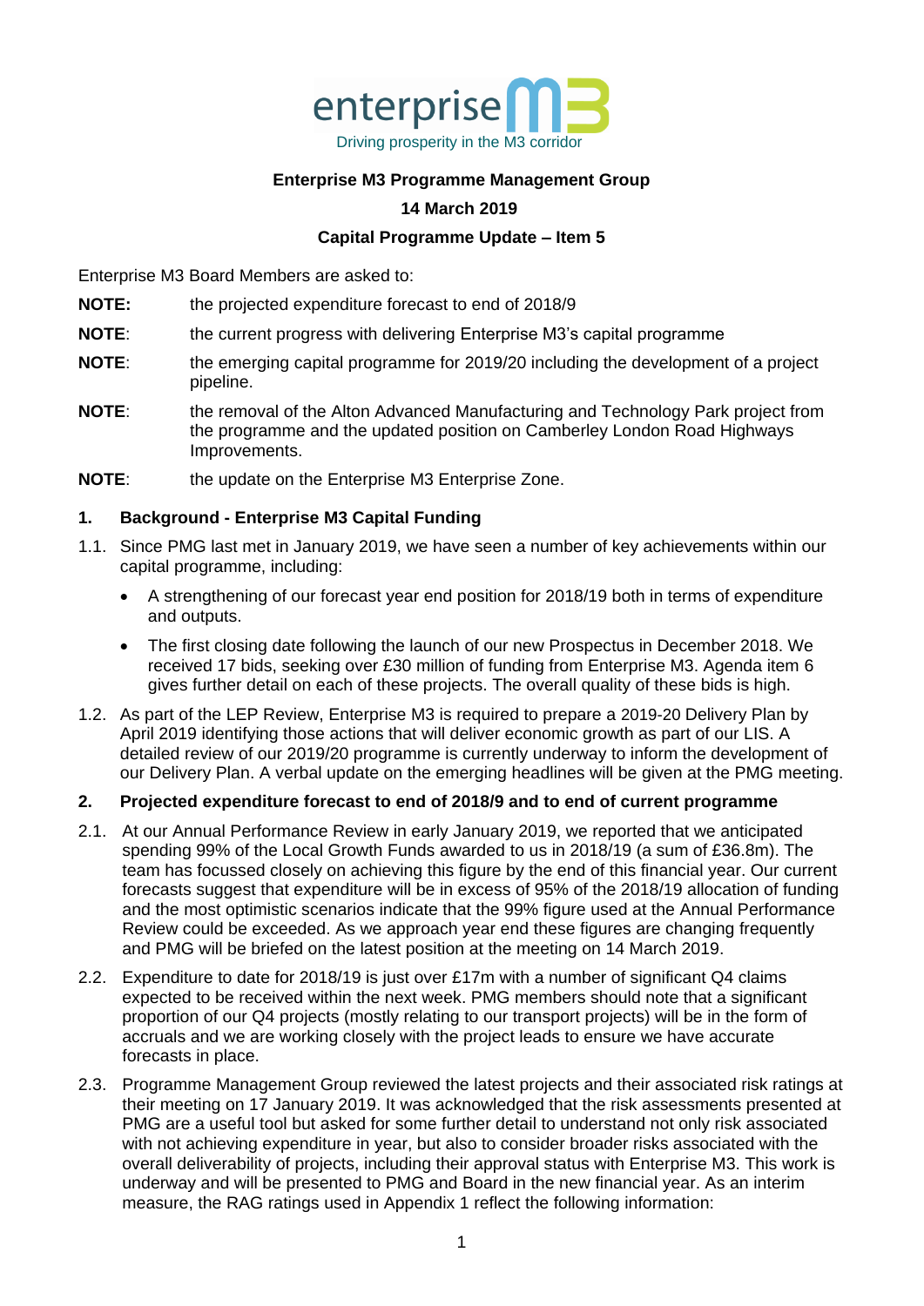enterprise M3
Driving prosperity in the M3 corridor

**Enterprise M3 Programme Management Group**

**14 March 2019**

**Capital Programme Update – Item 5**

Enterprise M3 Board Members are asked to:

**NOTE:** the projected expenditure forecast to end of 2018/9

**NOTE**: the current progress with delivering Enterprise M3's capital programme

**NOTE**: the emerging capital programme for 2019/20 including the development of a project pipeline.

**NOTE**: the removal of the Alton Advanced Manufacturing and Technology Park project from the programme and the updated position on Camberley London Road Highways Improvements.

**NOTE**: the update on the Enterprise M3 Enterprise Zone.

## 1. Background - Enterprise M3 Capital Funding

1.1. Since PMG last met in January 2019, we have seen a number of key achievements within our capital programme, including:

- A strengthening of our forecast year end position for 2018/19 both in terms of expenditure and outputs.
- The first closing date following the launch of our new Prospectus in December 2018. We received 17 bids, seeking over £30 million of funding from Enterprise M3. Agenda item 6 gives further detail on each of these projects. The overall quality of these bids is high.

1.2. As part of the LEP Review, Enterprise M3 is required to prepare a 2019-20 Delivery Plan by April 2019 identifying those actions that will deliver economic growth as part of our LIS. A detailed review of our 2019/20 programme is currently underway to inform the development of our Delivery Plan. A verbal update on the emerging headlines will be given at the PMG meeting.

## 2. Projected expenditure forecast to end of 2018/9 and to end of current programme

2.1. At our Annual Performance Review in early January 2019, we reported that we anticipated spending 99% of the Local Growth Funds awarded to us in 2018/19 (a sum of £36.8m). The team has focussed closely on achieving this figure by the end of this financial year. Our current forecasts suggest that expenditure will be in excess of 95% of the 2018/19 allocation of funding and the most optimistic scenarios indicate that the 99% figure used at the Annual Performance Review could be exceeded. As we approach year end these figures are changing frequently and PMG will be briefed on the latest position at the meeting on 14 March 2019.

2.2. Expenditure to date for 2018/19 is just over £17m with a number of significant Q4 claims expected to be received within the next week. PMG members should note that a significant proportion of our Q4 projects (mostly relating to our transport projects) will be in the form of accruals and we are working closely with the project leads to ensure we have accurate forecasts in place.

2.3. Programme Management Group reviewed the latest projects and their associated risk ratings at their meeting on 17 January 2019. It was acknowledged that the risk assessments presented at PMG are a useful tool but asked for some further detail to understand not only risk associated with not achieving expenditure in year, but also to consider broader risks associated with the overall deliverability of projects, including their approval status with Enterprise M3. This work is underway and will be presented to PMG and Board in the new financial year. As an interim measure, the RAG ratings used in Appendix 1 reflect the following information: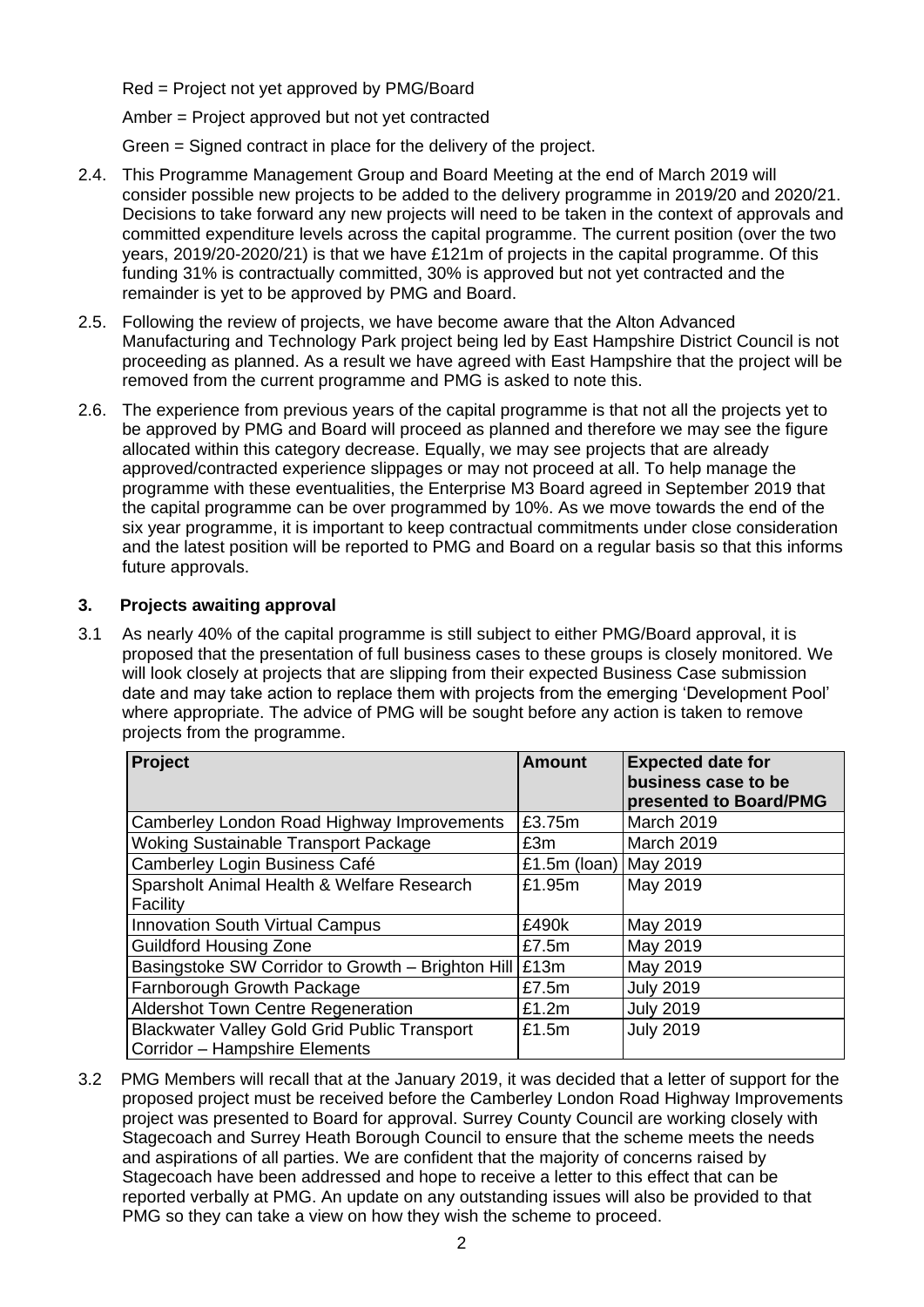Red = Project not yet approved by PMG/Board

Amber = Project approved but not yet contracted

Green = Signed contract in place for the delivery of the project.

2.4. This Programme Management Group and Board Meeting at the end of March 2019 will consider possible new projects to be added to the delivery programme in 2019/20 and 2020/21. Decisions to take forward any new projects will need to be taken in the context of approvals and committed expenditure levels across the capital programme. The current position (over the two years, 2019/20-2020/21) is that we have £121m of projects in the capital programme. Of this funding 31% is contractually committed, 30% is approved but not yet contracted and the remainder is yet to be approved by PMG and Board.

2.5. Following the review of projects, we have become aware that the Alton Advanced Manufacturing and Technology Park project being led by East Hampshire District Council is not proceeding as planned. As a result we have agreed with East Hampshire that the project will be removed from the current programme and PMG is asked to note this.

2.6. The experience from previous years of the capital programme is that not all the projects yet to be approved by PMG and Board will proceed as planned and therefore we may see the figure allocated within this category decrease. Equally, we may see projects that are already approved/contracted experience slippages or may not proceed at all. To help manage the programme with these eventualities, the Enterprise M3 Board agreed in September 2019 that the capital programme can be over programmed by 10%. As we move towards the end of the six year programme, it is important to keep contractual commitments under close consideration and the latest position will be reported to PMG and Board on a regular basis so that this informs future approvals.

### 3. Projects awaiting approval

3.1 As nearly 40% of the capital programme is still subject to either PMG/Board approval, it is proposed that the presentation of full business cases to these groups is closely monitored. We will look closely at projects that are slipping from their expected Business Case submission date and may take action to replace them with projects from the emerging 'Development Pool' where appropriate. The advice of PMG will be sought before any action is taken to remove projects from the programme.

| Project | Amount | Expected date for business case to be presented to Board/PMG |
|---|---|---|
| Camberley London Road Highway Improvements | £3.75m | March 2019 |
| Woking Sustainable Transport Package | £3m | March 2019 |
| Camberley Login Business Café | £1.5m (loan) | May 2019 |
| Sparsholt Animal Health & Welfare Research Facility | £1.95m | May 2019 |
| Innovation South Virtual Campus | £490k | May 2019 |
| Guildford Housing Zone | £7.5m | May 2019 |
| Basingstoke SW Corridor to Growth – Brighton Hill | £13m | May 2019 |
| Farnborough Growth Package | £7.5m | July 2019 |
| Aldershot Town Centre Regeneration | £1.2m | July 2019 |
| Blackwater Valley Gold Grid Public Transport Corridor – Hampshire Elements | £1.5m | July 2019 |

3.2 PMG Members will recall that at the January 2019, it was decided that a letter of support for the proposed project must be received before the Camberley London Road Highway Improvements project was presented to Board for approval. Surrey County Council are working closely with Stagecoach and Surrey Heath Borough Council to ensure that the scheme meets the needs and aspirations of all parties. We are confident that the majority of concerns raised by Stagecoach have been addressed and hope to receive a letter to this effect that can be reported verbally at PMG. An update on any outstanding issues will also be provided to that PMG so they can take a view on how they wish the scheme to proceed.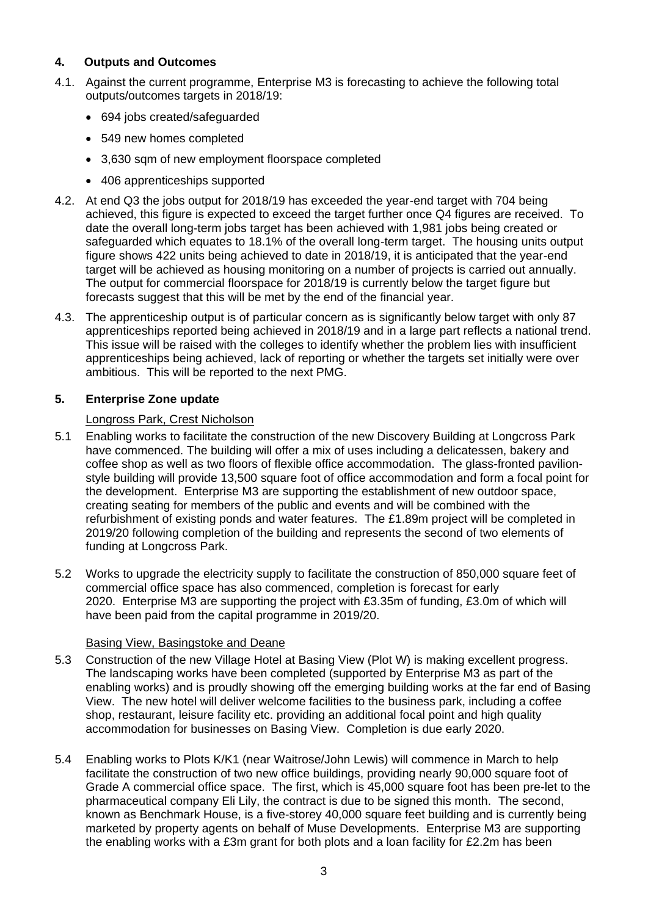## 4. Outputs and Outcomes

4.1. Against the current programme, Enterprise M3 is forecasting to achieve the following total outputs/outcomes targets in 2018/19:

- 694 jobs created/safeguarded
- 549 new homes completed
- 3,630 sqm of new employment floorspace completed
- 406 apprenticeships supported

4.2. At end Q3 the jobs output for 2018/19 has exceeded the year-end target with 704 being achieved, this figure is expected to exceed the target further once Q4 figures are received. To date the overall long-term jobs target has been achieved with 1,981 jobs being created or safeguarded which equates to 18.1% of the overall long-term target. The housing units output figure shows 422 units being achieved to date in 2018/19, it is anticipated that the year-end target will be achieved as housing monitoring on a number of projects is carried out annually. The output for commercial floorspace for 2018/19 is currently below the target figure but forecasts suggest that this will be met by the end of the financial year.

4.3. The apprenticeship output is of particular concern as is significantly below target with only 87 apprenticeships reported being achieved in 2018/19 and in a large part reflects a national trend. This issue will be raised with the colleges to identify whether the problem lies with insufficient apprenticeships being achieved, lack of reporting or whether the targets set initially were over ambitious. This will be reported to the next PMG.

## 5. Enterprise Zone update

Longross Park, Crest Nicholson

5.1 Enabling works to facilitate the construction of the new Discovery Building at Longcross Park have commenced. The building will offer a mix of uses including a delicatessen, bakery and coffee shop as well as two floors of flexible office accommodation. The glass-fronted pavilion-style building will provide 13,500 square foot of office accommodation and form a focal point for the development. Enterprise M3 are supporting the establishment of new outdoor space, creating seating for members of the public and events and will be combined with the refurbishment of existing ponds and water features. The £1.89m project will be completed in 2019/20 following completion of the building and represents the second of two elements of funding at Longcross Park.

5.2 Works to upgrade the electricity supply to facilitate the construction of 850,000 square feet of commercial office space has also commenced, completion is forecast for early 2020. Enterprise M3 are supporting the project with £3.35m of funding, £3.0m of which will have been paid from the capital programme in 2019/20.

Basing View, Basingstoke and Deane

5.3 Construction of the new Village Hotel at Basing View (Plot W) is making excellent progress. The landscaping works have been completed (supported by Enterprise M3 as part of the enabling works) and is proudly showing off the emerging building works at the far end of Basing View. The new hotel will deliver welcome facilities to the business park, including a coffee shop, restaurant, leisure facility etc. providing an additional focal point and high quality accommodation for businesses on Basing View. Completion is due early 2020.

5.4 Enabling works to Plots K/K1 (near Waitrose/John Lewis) will commence in March to help facilitate the construction of two new office buildings, providing nearly 90,000 square foot of Grade A commercial office space. The first, which is 45,000 square foot has been pre-let to the pharmaceutical company Eli Lily, the contract is due to be signed this month. The second, known as Benchmark House, is a five-storey 40,000 square feet building and is currently being marketed by property agents on behalf of Muse Developments. Enterprise M3 are supporting the enabling works with a £3m grant for both plots and a loan facility for £2.2m has been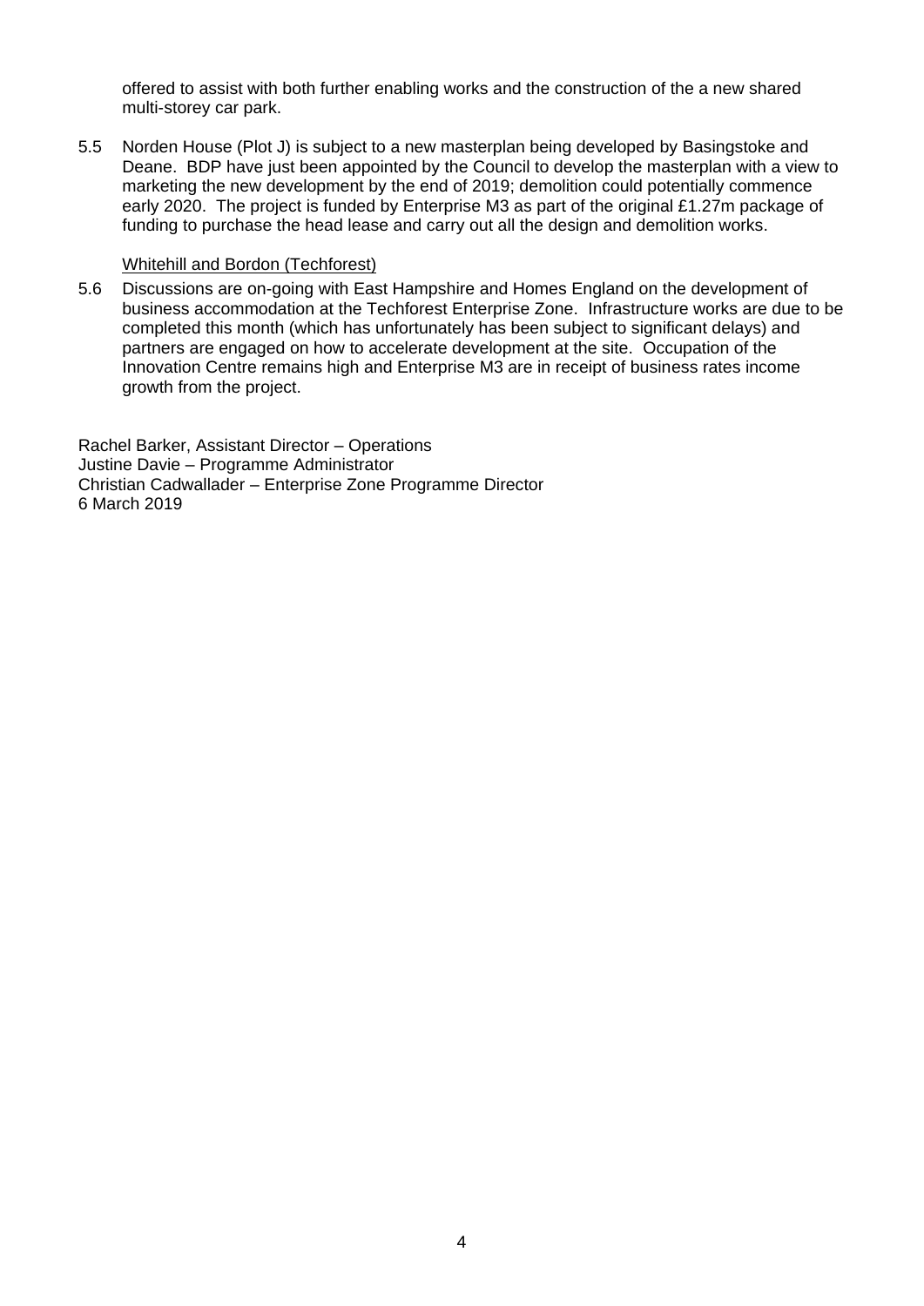offered to assist with both further enabling works and the construction of the a new shared multi-storey car park.

5.5 Norden House (Plot J) is subject to a new masterplan being developed by Basingstoke and Deane. BDP have just been appointed by the Council to develop the masterplan with a view to marketing the new development by the end of 2019; demolition could potentially commence early 2020. The project is funded by Enterprise M3 as part of the original £1.27m package of funding to purchase the head lease and carry out all the design and demolition works.

<u>Whitehill and Bordon (Techforest)</u>

5.6 Discussions are on-going with East Hampshire and Homes England on the development of business accommodation at the Techforest Enterprise Zone. Infrastructure works are due to be completed this month (which has unfortunately has been subject to significant delays) and partners are engaged on how to accelerate development at the site. Occupation of the Innovation Centre remains high and Enterprise M3 are in receipt of business rates income growth from the project.

Rachel Barker, Assistant Director – Operations
Justine Davie – Programme Administrator
Christian Cadwallader – Enterprise Zone Programme Director
6 March 2019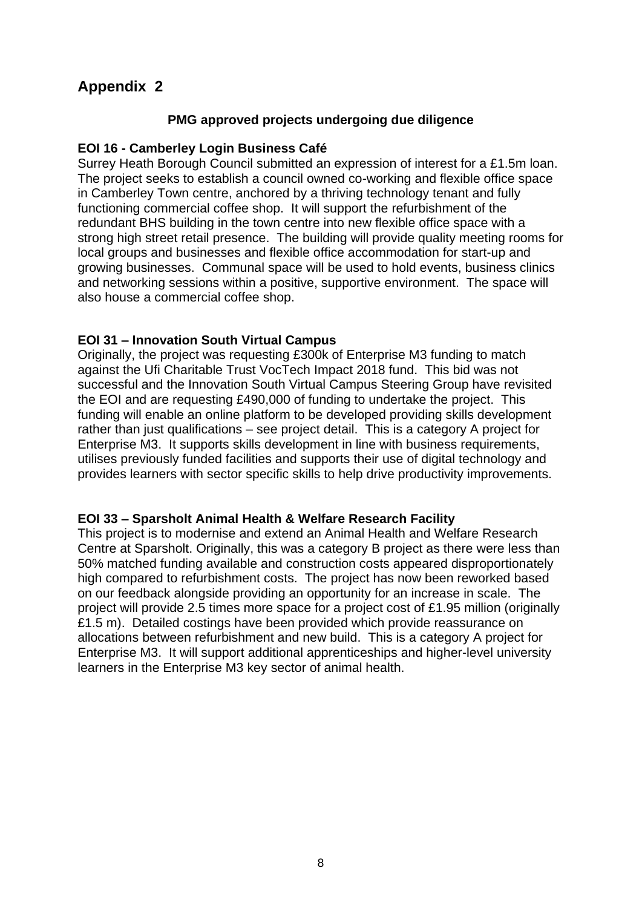# Appendix 2

**PMG approved projects undergoing due diligence**

**EOI 16 - Camberley Login Business Café**

Surrey Heath Borough Council submitted an expression of interest for a £1.5m loan. The project seeks to establish a council owned co-working and flexible office space in Camberley Town centre, anchored by a thriving technology tenant and fully functioning commercial coffee shop. It will support the refurbishment of the redundant BHS building in the town centre into new flexible office space with a strong high street retail presence. The building will provide quality meeting rooms for local groups and businesses and flexible office accommodation for start-up and growing businesses. Communal space will be used to hold events, business clinics and networking sessions within a positive, supportive environment. The space will also house a commercial coffee shop.

**EOI 31 – Innovation South Virtual Campus**

Originally, the project was requesting £300k of Enterprise M3 funding to match against the Ufi Charitable Trust VocTech Impact 2018 fund. This bid was not successful and the Innovation South Virtual Campus Steering Group have revisited the EOI and are requesting £490,000 of funding to undertake the project. This funding will enable an online platform to be developed providing skills development rather than just qualifications – see project detail. This is a category A project for Enterprise M3. It supports skills development in line with business requirements, utilises previously funded facilities and supports their use of digital technology and provides learners with sector specific skills to help drive productivity improvements.

**EOI 33 – Sparsholt Animal Health & Welfare Research Facility**

This project is to modernise and extend an Animal Health and Welfare Research Centre at Sparsholt. Originally, this was a category B project as there were less than 50% matched funding available and construction costs appeared disproportionately high compared to refurbishment costs. The project has now been reworked based on our feedback alongside providing an opportunity for an increase in scale. The project will provide 2.5 times more space for a project cost of £1.95 million (originally £1.5 m). Detailed costings have been provided which provide reassurance on allocations between refurbishment and new build. This is a category A project for Enterprise M3. It will support additional apprenticeships and higher-level university learners in the Enterprise M3 key sector of animal health.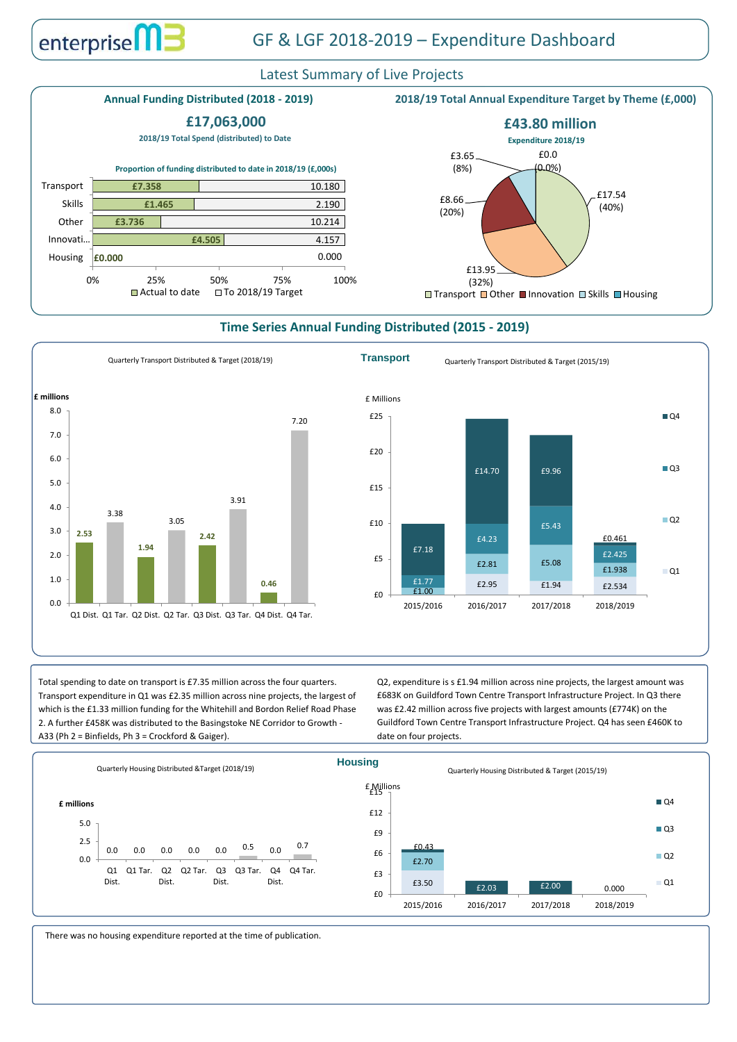# GF & LGF 2018-2019 – Expenditure Dashboard

## Latest Summary of Live Projects

### Annual Funding Distributed (2018 - 2019)

**£17,063,000**

2018/19 Total Spend (distributed) to Date

Proportion of funding distributed to date in 2018/19 (£,000s)

| Theme | Actual to date | To 2018/19 Target |
|---|---|---|
| Transport | £7.358 | 10.180 |
| Skills | £1.465 | 2.190 |
| Other | £3.736 | 10.214 |
| Innovati... | £4.505 | 4.157 |
| Housing | £0.000 | 0.000 |

### 2018/19 Total Annual Expenditure Target by Theme (£,000)

**£43.80 million**

Expenditure 2018/19

| Theme | Value | Share |
|---|---|---|
| Transport | £17.54 | (40%) |
| Other | £13.95 | (32%) |
| Innovation | £8.66 | (20%) |
| Skills | £3.65 | (8%) |
| Housing | £0.0 | (0.0%) |

## Time Series Annual Funding Distributed (2015 - 2019)

### Transport

Quarterly Transport Distributed & Target (2018/19) (£ millions)

| Q1 Dist. | Q1 Tar. | Q2 Dist. | Q2 Tar. | Q3 Dist. | Q3 Tar. | Q4 Dist. | Q4 Tar. |
|---|---|---|---|---|---|---|---|
| 2.53 | 3.38 | 1.94 | 3.05 | 2.42 | 3.91 | 0.46 | 7.20 |

Quarterly Transport Distributed & Target (2015/19) (£ Millions)

| | 2015/2016 | 2016/2017 | 2017/2018 | 2018/2019 |
|---|---|---|---|---|
| Q1 | £1.00 | £2.95 | £1.94 | £2.534 |
| Q2 | | £2.81 | £5.08 | £1.938 |
| Q3 | £1.77 | £4.23 | £5.43 | £2.425 |
| Q4 | £7.18 | £14.70 | £9.96 | £0.461 |

Total spending to date on transport is £7.35 million across the four quarters. Transport expenditure in Q1 was £2.35 million across nine projects, the largest of which is the £1.33 million funding for the Whitehill and Bordon Relief Road Phase 2. A further £458K was distributed to the Basingstoke NE Corridor to Growth - A33 (Ph 2 = Binfields, Ph 3 = Crockford & Gaiger). Q2, expenditure is s £1.94 million across nine projects, the largest amount was £683K on Guildford Town Centre Transport Infrastructure Project. In Q3 there was £2.42 million across five projects with largest amounts (£774K) on the Guildford Town Centre Transport Infrastructure Project. Q4 has seen £460K to date on four projects.

### Housing

Quarterly Housing Distributed &Target (2018/19) (£ millions)

| Q1 Dist. | Q1 Tar. | Q2 Dist. | Q2 Tar. | Q3 Dist. | Q3 Tar. | Q4 Dist. | Q4 Tar. |
|---|---|---|---|---|---|---|---|
| 0.0 | 0.0 | 0.0 | 0.0 | 0.0 | 0.5 | 0.0 | 0.7 |

Quarterly Housing Distributed & Target (2015/19) (£ Millions)

| | 2015/2016 | 2016/2017 | 2017/2018 | 2018/2019 |
|---|---|---|---|---|
| Q1 | £3.50 | | | |
| Q2 | £2.70 | | | |
| Q3 | | | | |
| Q4 | £0.43 | £2.03 | £2.00 | 0.000 |

There was no housing expenditure reported at the time of publication.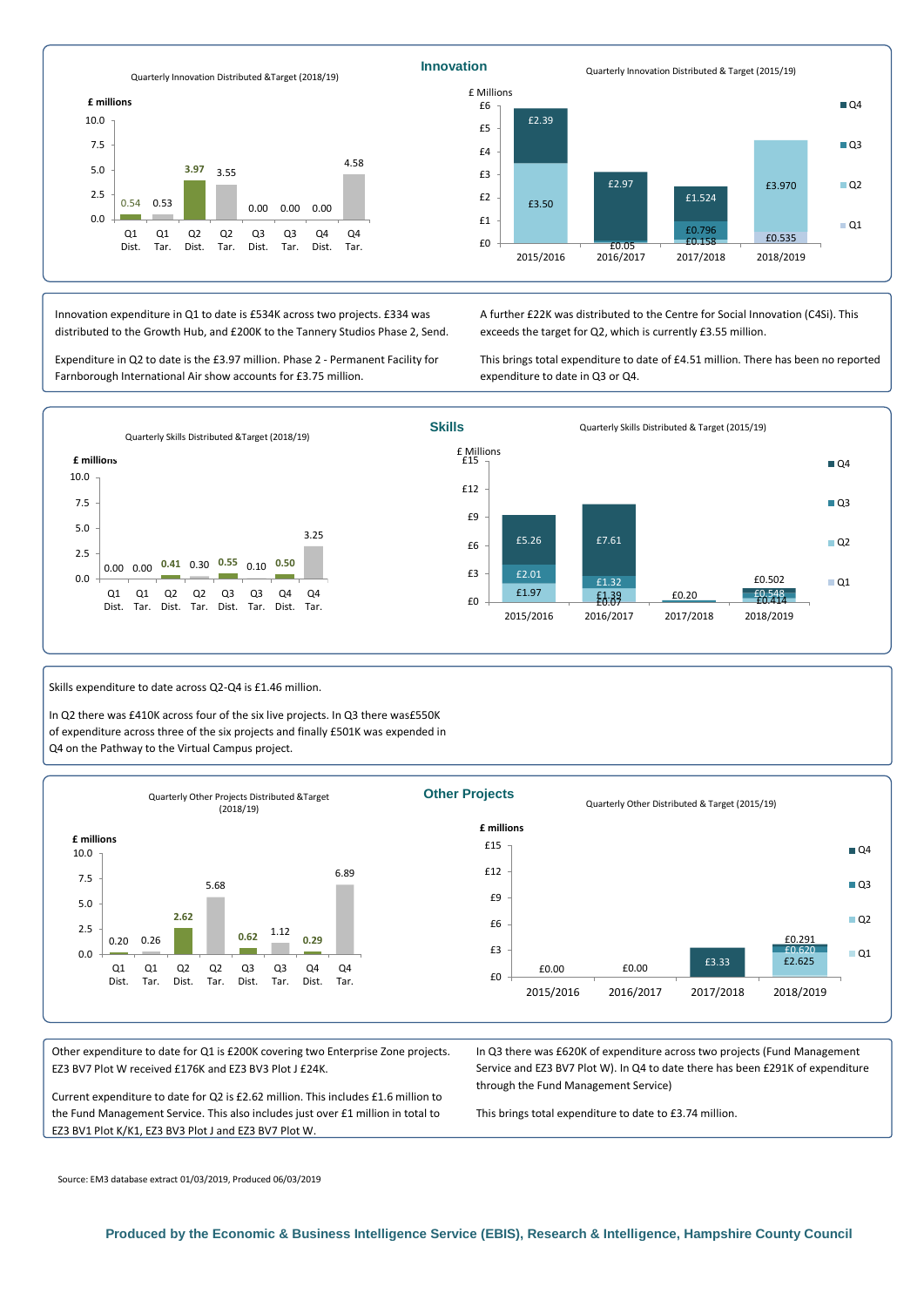## Innovation

Quarterly Innovation Distributed &Target (2018/19)

| £ millions | Q1 Dist. | Q1 Tar. | Q2 Dist. | Q2 Tar. | Q3 Dist. | Q3 Tar. | Q4 Dist. | Q4 Tar. |
|---|---|---|---|---|---|---|---|---|
| Value | 0.54 | 0.53 | 3.97 | 3.55 | 0.00 | 0.00 | 0.00 | 4.58 |

Quarterly Innovation Distributed & Target (2015/19)

| £ Millions | 2015/2016 | 2016/2017 | 2017/2018 | 2018/2019 |
|---|---|---|---|---|
| Q1 | | | | £0.535 |
| Q2 | £3.50 | £0.05 | £0.158 | £3.970 |
| Q3 | | | £0.796 | |
| Q4 | £2.39 | £2.97 | £1.524 | |

Innovation expenditure in Q1 to date is £534K across two projects. £334 was distributed to the Growth Hub, and £200K to the Tannery Studios Phase 2, Send.

Expenditure in Q2 to date is the £3.97 million. Phase 2 - Permanent Facility for Farnborough International Air show accounts for £3.75 million.

A further £22K was distributed to the Centre for Social Innovation (C4Si). This exceeds the target for Q2, which is currently £3.55 million.

This brings total expenditure to date of £4.51 million. There has been no reported expenditure to date in Q3 or Q4.

## Skills

Quarterly Skills Distributed &Target (2018/19)

| £ millions | Q1 Dist. | Q1 Tar. | Q2 Dist. | Q2 Tar. | Q3 Dist. | Q3 Tar. | Q4 Dist. | Q4 Tar. |
|---|---|---|---|---|---|---|---|---|
| Value | 0.00 | 0.00 | 0.41 | 0.30 | 0.55 | 0.10 | 0.50 | 3.25 |

Quarterly Skills Distributed & Target (2015/19)

| £ Millions | 2015/2016 | 2016/2017 | 2017/2018 | 2018/2019 |
|---|---|---|---|---|
| Q1 | £1.97 | £0.07 | | £0.414 |
| Q2 | | £1.39 | | £0.548 |
| Q3 | £2.01 | £1.32 | £0.20 | |
| Q4 | £5.26 | £7.61 | | £0.502 |

Skills expenditure to date across Q2-Q4 is £1.46 million.

In Q2 there was £410K across four of the six live projects. In Q3 there was£550K of expenditure across three of the six projects and finally £501K was expended in Q4 on the Pathway to the Virtual Campus project.

## Other Projects

Quarterly Other Projects Distributed &Target (2018/19)

| £ millions | Q1 Dist. | Q1 Tar. | Q2 Dist. | Q2 Tar. | Q3 Dist. | Q3 Tar. | Q4 Dist. | Q4 Tar. |
|---|---|---|---|---|---|---|---|---|
| Value | 0.20 | 0.26 | 2.62 | 5.68 | 0.62 | 1.12 | 0.29 | 6.89 |

Quarterly Other Distributed & Target (2015/19)

| £ millions | 2015/2016 | 2016/2017 | 2017/2018 | 2018/2019 |
|---|---|---|---|---|
| Total | £0.00 | £0.00 | | |
| Q2 | | | | £2.625 |
| Q3 | | | | £0.620 |
| Q4 | | | £3.33 | £0.291 |

Other expenditure to date for Q1 is £200K covering two Enterprise Zone projects. EZ3 BV7 Plot W received £176K and EZ3 BV3 Plot J £24K.

Current expenditure to date for Q2 is £2.62 million. This includes £1.6 million to the Fund Management Service. This also includes just over £1 million in total to EZ3 BV1 Plot K/K1, EZ3 BV3 Plot J and EZ3 BV7 Plot W.

In Q3 there was £620K of expenditure across two projects (Fund Management Service and EZ3 BV7 Plot W). In Q4 to date there has been £291K of expenditure through the Fund Management Service)

This brings total expenditure to date to £3.74 million.

Source: EM3 database extract 01/03/2019, Produced 06/03/2019

**Produced by the Economic & Business Intelligence Service (EBIS), Research & Intelligence, Hampshire County Council**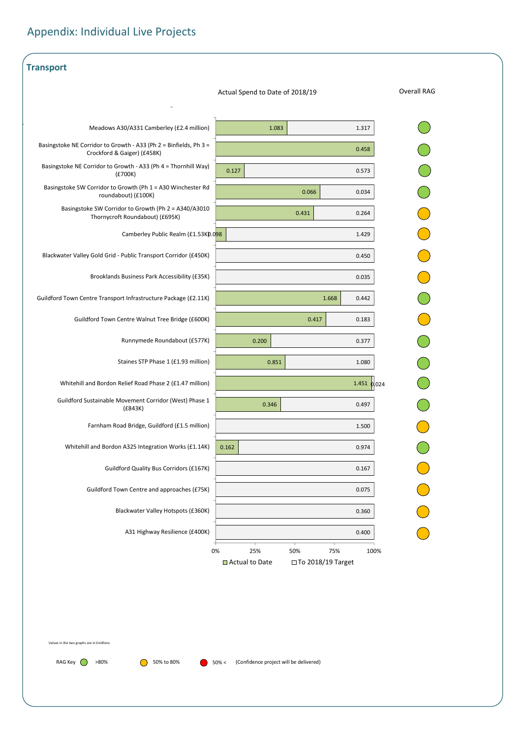# Appendix: Individual Live Projects

## Transport

Actual Spend to Date of 2018/19

| Project | Actual to Date | To 2018/19 Target | Overall RAG |
|---|---|---|---|
| Meadows A30/A331 Camberley (£2.4 million) | 1.083 | 1.317 | Green |
| Basingstoke NE Corridor to Growth - A33 (Ph 2 = Binfields, Ph 3 = Crockford & Gaiger) (£458K) | 0.458 | | Green |
| Basingstoke NE Corridor to Growth - A33 (Ph 4 = Thornhill Way) (£700K) | 0.127 | 0.573 | Green |
| Basingstoke SW Corridor to Growth (Ph 1 = A30 Winchester Rd roundabout) (£100K) | 0.066 | 0.034 | Green |
| Basingstoke SW Corridor to Growth (Ph 2 = A340/A3010 Thornycroft Roundabout) (£695K) | 0.431 | 0.264 | Amber |
| Camberley Public Realm (£1.53K) | 0.098 | 1.429 | Amber |
| Blackwater Valley Gold Grid - Public Transport Corridor (£450K) | | 0.450 | Amber |
| Brooklands Business Park Accessibility (£35K) | | 0.035 | Amber |
| Guildford Town Centre Transport Infrastructure Package (£2.11K) | 1.668 | 0.442 | Green |
| Guildford Town Centre Walnut Tree Bridge (£600K) | 0.417 | 0.183 | Amber |
| Runnymede Roundabout (£577K) | 0.200 | 0.377 | Green |
| Staines STP Phase 1 (£1.93 million) | 0.851 | 1.080 | Green |
| Whitehill and Bordon Relief Road Phase 2 (£1.47 million) | 1.451 | 0.024 | Green |
| Guildford Sustainable Movement Corridor (West) Phase 1 (£843K) | 0.346 | 0.497 | Green |
| Farnham Road Bridge, Guildford (£1.5 million) | | 1.500 | Amber |
| Whitehill and Bordon A325 Integration Works (£1.14K) | 0.162 | 0.974 | Green |
| Guildford Quality Bus Corridors (£167K) | | 0.167 | Amber |
| Guildford Town Centre and approaches (£75K) | | 0.075 | Amber |
| Blackwater Valley Hotspots (£360K) | | 0.360 | Amber |
| A31 Highway Resilience (£400K) | | 0.400 | Amber |

Axis: 0%, 25%, 50%, 75%, 100%

Legend: Actual to Date; To 2018/19 Target

Values in the two graphs are in £millions

RAG Key: Green >80% | Amber 50% to 80% | Red 50% < (Confidence project will be delivered)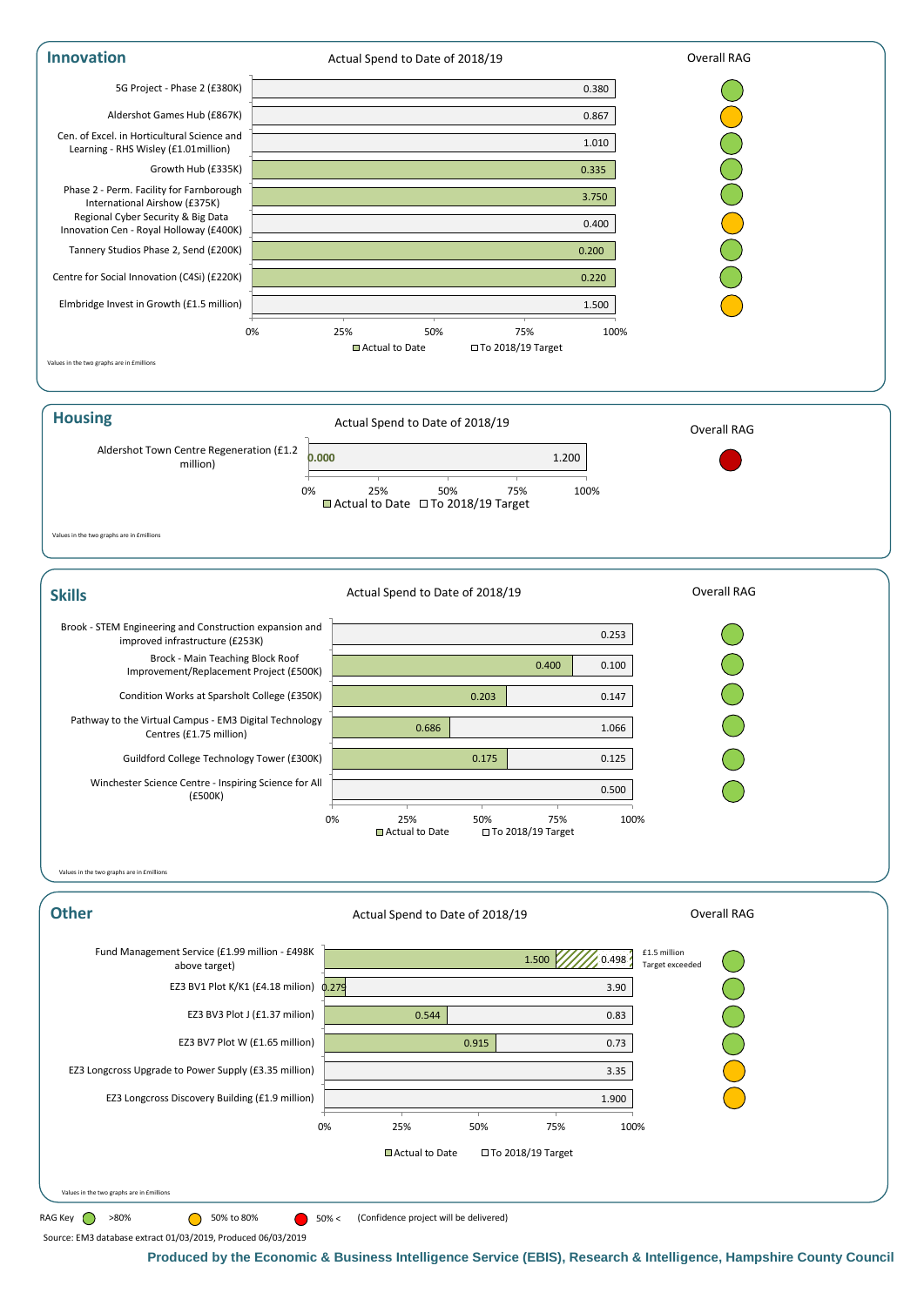## Innovation

**Actual Spend to Date of 2018/19**

| Project | Actual to Date | To 2018/19 Target | Overall RAG |
|---|---|---|---|
| 5G Project - Phase 2 (£380K) | | 0.380 | Green |
| Aldershot Games Hub (£867K) | | 0.867 | Amber |
| Cen. of Excel. in Horticultural Science and Learning - RHS Wisley (£1.01million) | | 1.010 | Green |
| Growth Hub (£335K) | 0.335 | | Green |
| Phase 2 - Perm. Facility for Farnborough International Airshow (£375K) | 3.750 | | Green |
| Regional Cyber Security & Big Data Innovation Cen - Royal Holloway (£400K) | | 0.400 | Amber |
| Tannery Studios Phase 2, Send (£200K) | 0.200 | | Green |
| Centre for Social Innovation (C4Si) (£220K) | 0.220 | | Green |
| Elmbridge Invest in Growth (£1.5 million) | | 1.500 | Amber |

Values in the two graphs are in £millions

## Housing

**Actual Spend to Date of 2018/19**

| Project | Actual to Date | To 2018/19 Target | Overall RAG |
|---|---|---|---|
| Aldershot Town Centre Regeneration (£1.2 million) | 0.000 | 1.200 | Red |

Values in the two graphs are in £millions

## Skills

**Actual Spend to Date of 2018/19**

| Project | Actual to Date | To 2018/19 Target | Overall RAG |
|---|---|---|---|
| Brook - STEM Engineering and Construction expansion and improved infrastructure (£253K) | | 0.253 | Green |
| Brock - Main Teaching Block Roof Improvement/Replacement Project (£500K) | 0.400 | 0.100 | Green |
| Condition Works at Sparsholt College (£350K) | 0.203 | 0.147 | Green |
| Pathway to the Virtual Campus - EM3 Digital Technology Centres (£1.75 million) | 0.686 | 1.066 | Green |
| Guildford College Technology Tower (£300K) | 0.175 | 0.125 | Green |
| Winchester Science Centre - Inspiring Science for All (£500K) | | 0.500 | Green |

Values in the two graphs are in £millions

## Other

**Actual Spend to Date of 2018/19**

| Project | Actual to Date | To 2018/19 Target | Overall RAG |
|---|---|---|---|
| Fund Management Service (£1.99 million - £498K above target) | 1.500 | 0.498 (£1.5 million Target exceeded) | Green |
| EZ3 BV1 Plot K/K1 (£4.18 milion) | 0.279 | 3.90 | Green |
| EZ3 BV3 Plot J (£1.37 milion) | 0.544 | 0.83 | Green |
| EZ3 BV7 Plot W (£1.65 milion) | 0.915 | 0.73 | Green |
| EZ3 Longcross Upgrade to Power Supply (£3.35 million) | | 3.35 | Amber |
| EZ3 Longcross Discovery Building (£1.9 million) | | 1.900 | Amber |

Values in the two graphs are in £millions

RAG Key: Green >80% | Amber 50% to 80% | Red 50% < (Confidence project will be delivered)

Source: EM3 database extract 01/03/2019, Produced 06/03/2019

**Produced by the Economic & Business Intelligence Service (EBIS), Research & Intelligence, Hampshire County Council**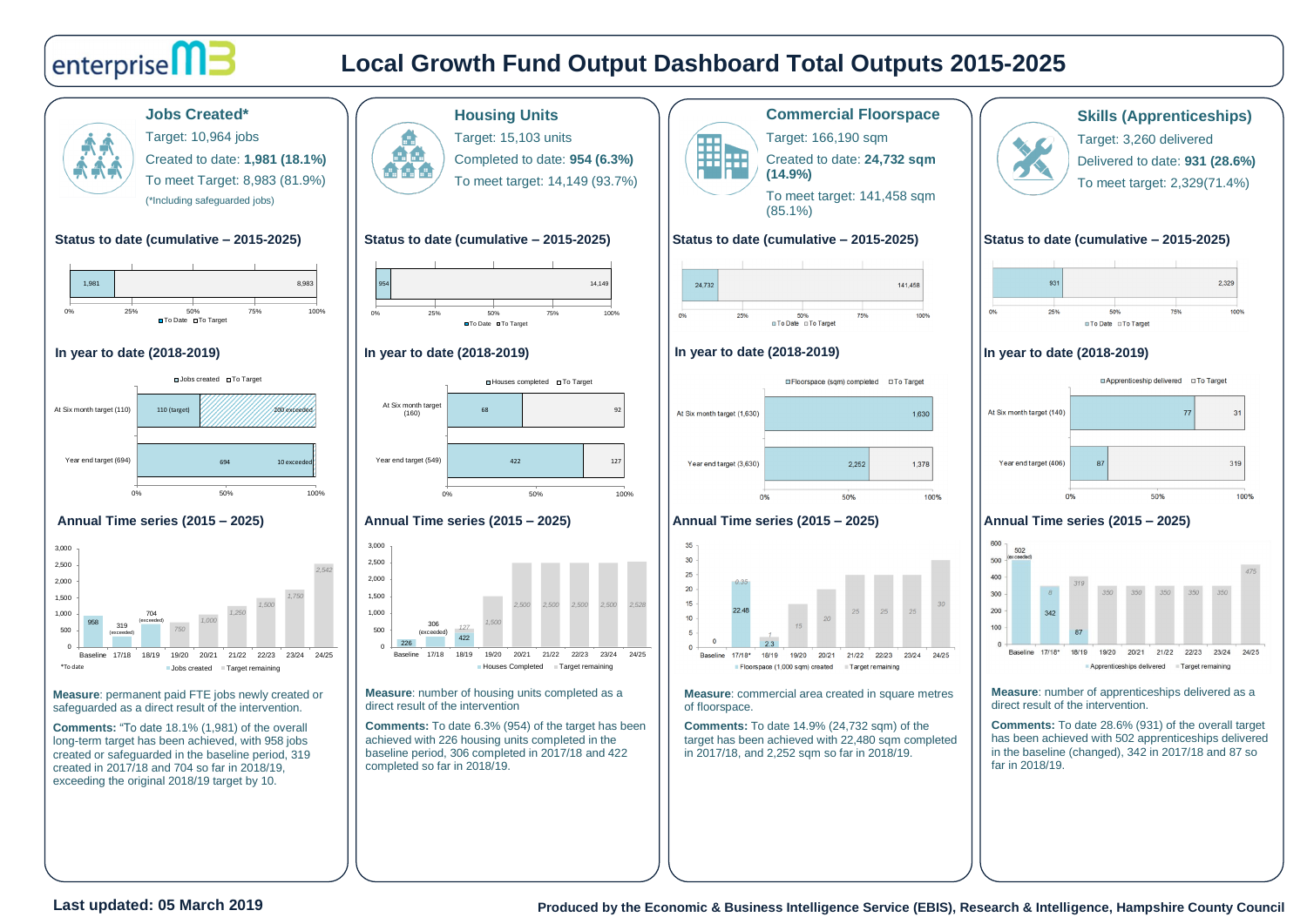enterprise M3

# Local Growth Fund Output Dashboard Total Outputs 2015-2025

## Jobs Created*

Target: 10,964 jobs

Created to date: **1,981 (18.1%)**

To meet Target: 8,983 (81.9%)

(*Including safeguarded jobs)

### Status to date (cumulative – 2015-2025)

1,981
8,983
0% 25% 50% 75% 100%
To Date To Target

### In year to date (2018-2019)

Jobs created To Target
At Six month target (110)
110 (target)
200 exceeded
Year end target (694)
694
10 exceeded
0% 50% 100%

### Annual Time series (2015 – 2025)

3,000 2,500 2,000 1,500 1,000 500 0
958 319 (exceeded) 704 (exceeded) 750 1,000 1,250 1,500 1,750 2,542
Baseline 17/18 18/19 19/20 20/21 21/22 22/23 23/24 24/25
*To date
Jobs created Target remaining

**Measure**: permanent paid FTE jobs newly created or safeguarded as a direct result of the intervention.

**Comments:** "To date 18.1% (1,981) of the overall long-term target has been achieved, with 958 jobs created or safeguarded in the baseline period, 319 created in 2017/18 and 704 so far in 2018/19, exceeding the original 2018/19 target by 10.

## Housing Units

Target: 15,103 units

Completed to date: **954 (6.3%)**

To meet target: 14,149 (93.7%)

### Status to date (cumulative – 2015-2025)

954
14,149
0% 25% 50% 75% 100%
To Date To Target

### In year to date (2018-2019)

Houses completed To Target
At Six month target (160)
68
92
Year end target (549)
422
127
0% 50% 100%

### Annual Time series (2015 – 2025)

3,000 2,500 2,000 1,500 1,000 500 0
226 306 (exceeded) 127 422 1,500 2,500 2,500 2,500 2,500 2,528
Baseline 17/18 18/19 19/20 20/21 21/22 22/23 23/24 24/25
Houses Completed Target remaining

**Measure**: number of housing units completed as a direct result of the intervention

**Comments:** To date 6.3% (954) of the target has been achieved with 226 housing units completed in the baseline period, 306 completed in 2017/18 and 422 completed so far in 2018/19.

## Commercial Floorspace

Target: 166,190 sqm

Created to date: **24,732 sqm (14.9%)**

To meet target: 141,458 sqm (85.1%)

### Status to date (cumulative – 2015-2025)

24,732
141,458
0% 25% 50% 75% 100%
To Date To Target

### In year to date (2018-2019)

Floorspace (sqm) completed To Target
At Six month target (1,630)
1,630
Year end target (3,630)
2,252
1,378
0% 50% 100%

### Annual Time series (2015 – 2025)

35 30 25 20 15 10 5 0
0 0.35 22.48 1 2.3 15 20 25 25 25 30
Baseline 17/18* 18/19 19/20 20/21 21/22 22/23 23/24 24/25
Floorspace (1,000 sqm) created Target remaining

**Measure**: commercial area created in square metres of floorspace.

**Comments:** To date 14.9% (24,732 sqm) of the target has been achieved with 22,480 sqm completed in 2017/18, and 2,252 sqm so far in 2018/19.

## Skills (Apprenticeships)

Target: 3,260 delivered

Delivered to date: **931 (28.6%)**

To meet target: 2,329(71.4%)

### Status to date (cumulative – 2015-2025)

931
2,329
0% 25% 50% 75% 100%
To Date To Target

### In year to date (2018-2019)

Apprenticeship delivered To Target
At Six month target (140)
77
31
Year end target (406)
87
319
0% 50% 100%

### Annual Time series (2015 – 2025)

600 500 400 300 200 100 0
502 (exceeded) 8 342 319 87 350 350 350 350 350 475
Baseline 17/18* 18/19 19/20 20/21 21/22 22/23 23/24 24/25
Apprenticeships delivered Target remaining

**Measure**: number of apprenticeships delivered as a direct result of the intervention.

**Comments:** To date 28.6% (931) of the overall target has been achieved with 502 apprenticeships delivered in the baseline (changed), 342 in 2017/18 and 87 so far in 2018/19.

**Last updated: 05 March 2019**

**Produced by the Economic & Business Intelligence Service (EBIS), Research & Intelligence, Hampshire County Council**